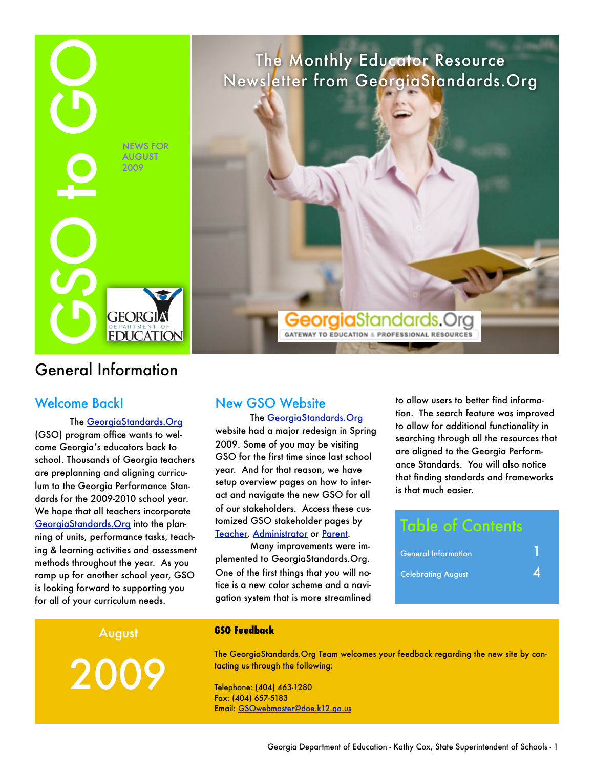# GSO to GO

NEWS FOR AUGUST 2009

The Monthly Educator Resource Newsletter from GeorgiaStandards.Org

GeorgiaStandards.Org — GATEWAY TO EDUCATION & PROFESSIONAL RESOURCES

GEORGIA DEPARTMENT OF EDUCATION

## General Information

### Welcome Back!

The GeorgiaStandards.Org (GSO) program office wants to welcome Georgia's educators back to school. Thousands of Georgia teachers are preplanning and aligning curriculum to the Georgia Performance Standards for the 2009-2010 school year. We hope that all teachers incorporate GeorgiaStandards.Org into the planning of units, performance tasks, teaching & learning activities and assessment methods throughout the year. As you ramp up for another school year, GSO is looking forward to supporting you for all of your curriculum needs.

### New GSO Website

The GeorgiaStandards.Org website had a major redesign in Spring 2009. Some of you may be visiting GSO for the first time since last school year. And for that reason, we have setup overview pages on how to interact and navigate the new GSO for all of our stakeholders. Access these customized GSO stakeholder pages by Teacher, Administrator or Parent.

Many improvements were implemented to GeorgiaStandards.Org. One of the first things that you will notice is a new color scheme and a navigation system that is more streamlined to allow users to better find information. The search feature was improved to allow for additional functionality in searching through all the resources that are aligned to the Georgia Performance Standards. You will also notice that finding standards and frameworks is that much easier.

### Table of Contents

| | |
|---|---|
| General Information | 1 |
| Celebrating August | 4 |

August

2009

**GSO Feedback**

The GeorgiaStandards.Org Team welcomes your feedback regarding the new site by contacting us through the following:

Telephone: (404) 463-1280
Fax: (404) 657-5183
Email: GSOwebmaster@doe.k12.ga.us

Georgia Department of Education - Kathy Cox, State Superintendent of Schools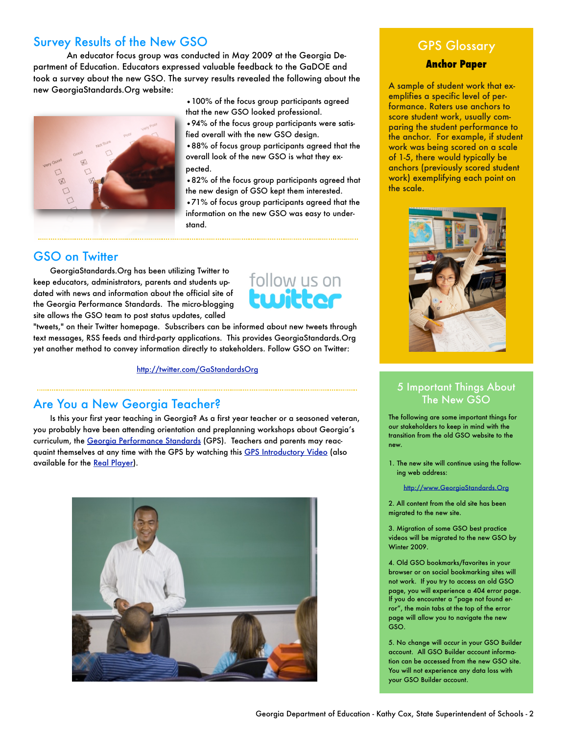## Survey Results of the New GSO

An educator focus group was conducted in May 2009 at the Georgia Department of Education. Educators expressed valuable feedback to the GaDOE and took a survey about the new GSO. The survey results revealed the following about the new GeorgiaStandards.Org website:

- 100% of the focus group participants agreed that the new GSO looked professional.
- 94% of the focus group participants were satisfied overall with the new GSO design.
- 88% of focus group participants agreed that the overall look of the new GSO is what they expected.
- 82% of the focus group participants agreed that the new design of GSO kept them interested.
- 71% of focus group participants agreed that the information on the new GSO was easy to understand.

## GSO on Twitter

GeorgiaStandards.Org has been utilizing Twitter to keep educators, administrators, parents and students updated with news and information about the official site of the Georgia Performance Standards. The micro-blogging site allows the GSO team to post status updates, called "tweets," on their Twitter homepage. Subscribers can be informed about new tweets through text messages, RSS feeds and third-party applications. This provides GeorgiaStandards.Org yet another method to convey information directly to stakeholders. Follow GSO on Twitter:

follow us on twitter

http://twitter.com/GaStandardsOrg

## Are You a New Georgia Teacher?

Is this your first year teaching in Georgia? As a first year teacher or a seasoned veteran, you probably have been attending orientation and preplanning workshops about Georgia's curriculum, the Georgia Performance Standards (GPS). Teachers and parents may reacquaint themselves at any time with the GPS by watching this GPS Introductory Video (also available for the Real Player).

## GPS Glossary

### Anchor Paper

A sample of student work that exemplifies a specific level of performance. Raters use anchors to score student work, usually comparing the student performance to the anchor. For example, if student work was being scored on a scale of 1-5, there would typically be anchors (previously scored student work) exemplifying each point on the scale.

## 5 Important Things About The New GSO

The following are some important things for our stakeholders to keep in mind with the transition from the old GSO website to the new.

1. The new site will continue using the following web address:

   http://www.GeorgiaStandards.Org

2. All content from the old site has been migrated to the new site.

3. Migration of some GSO best practice videos will be migrated to the new GSO by Winter 2009.

4. Old GSO bookmarks/favorites in your browser or on social bookmarking sites will not work. If you try to access an old GSO page, you will experience a 404 error page. If you do encounter a "page not found error", the main tabs at the top of the error page will allow you to navigate the new GSO.

5. No change will occur in your GSO Builder account. All GSO Builder account information can be accessed from the new GSO site. You will not experience any data loss with your GSO Builder account.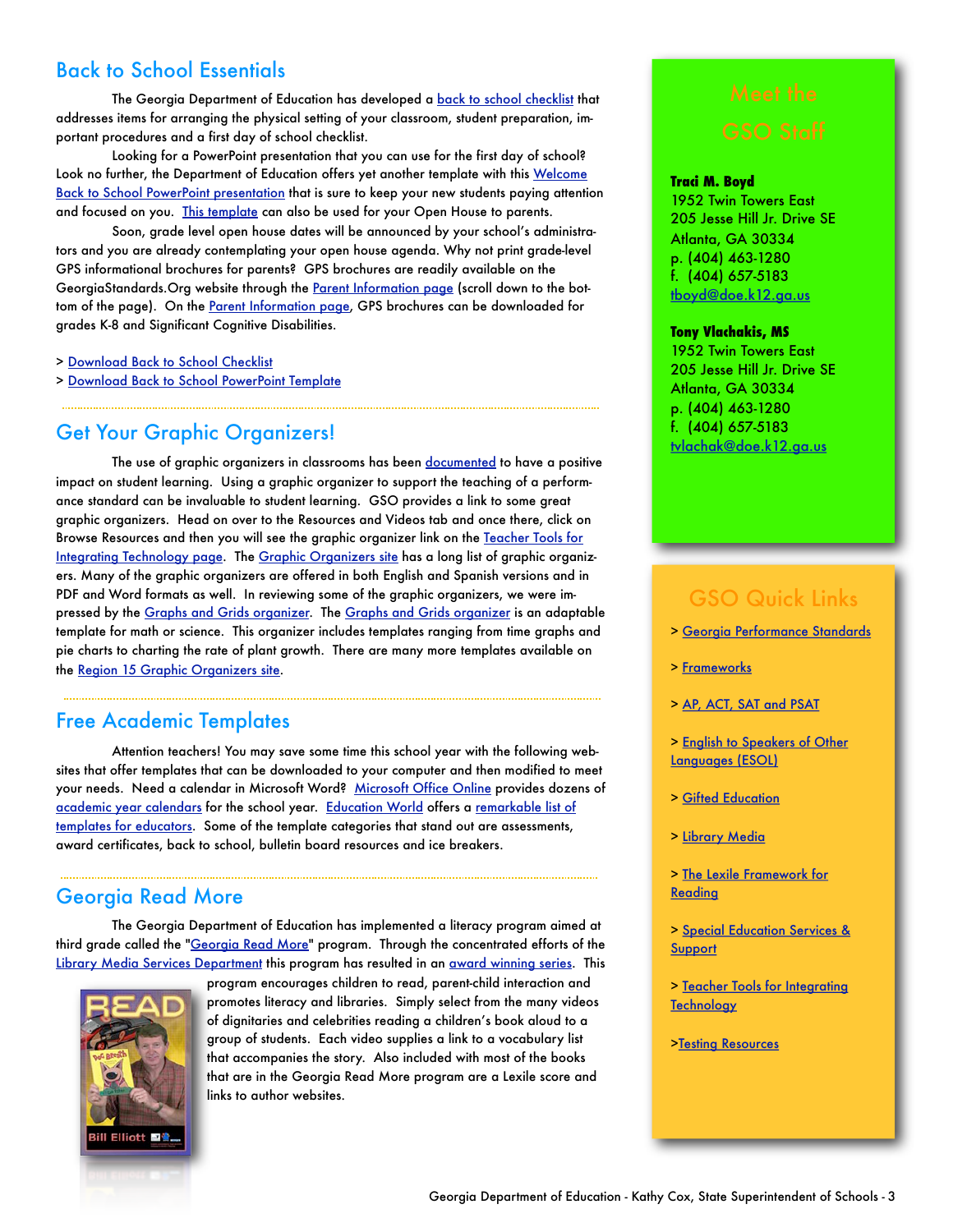## Back to School Essentials

The Georgia Department of Education has developed a back to school checklist that addresses items for arranging the physical setting of your classroom, student preparation, important procedures and a first day of school checklist.

Looking for a PowerPoint presentation that you can use for the first day of school? Look no further, the Department of Education offers yet another template with this Welcome Back to School PowerPoint presentation that is sure to keep your new students paying attention and focused on you. This template can also be used for your Open House to parents.

Soon, grade level open house dates will be announced by your school's administrators and you are already contemplating your open house agenda. Why not print grade-level GPS informational brochures for parents? GPS brochures are readily available on the GeorgiaStandards.Org website through the Parent Information page (scroll down to the bottom of the page). On the Parent Information page, GPS brochures can be downloaded for grades K-8 and Significant Cognitive Disabilities.

> Download Back to School Checklist
> Download Back to School PowerPoint Template

## Get Your Graphic Organizers!

The use of graphic organizers in classrooms has been documented to have a positive impact on student learning. Using a graphic organizer to support the teaching of a performance standard can be invaluable to student learning. GSO provides a link to some great graphic organizers. Head on over to the Resources and Videos tab and once there, click on Browse Resources and then you will see the graphic organizer link on the Teacher Tools for Integrating Technology page. The Graphic Organizers site has a long list of graphic organizers. Many of the graphic organizers are offered in both English and Spanish versions and in PDF and Word formats as well. In reviewing some of the graphic organizers, we were impressed by the Graphs and Grids organizer. The Graphs and Grids organizer is an adaptable template for math or science. This organizer includes templates ranging from time graphs and pie charts to charting the rate of plant growth. There are many more templates available on the Region 15 Graphic Organizers site.

## Free Academic Templates

Attention teachers! You may save some time this school year with the following websites that offer templates that can be downloaded to your computer and then modified to meet your needs. Need a calendar in Microsoft Word? Microsoft Office Online provides dozens of academic year calendars for the school year. Education World offers a remarkable list of templates for educators. Some of the template categories that stand out are assessments, award certificates, back to school, bulletin board resources and ice breakers.

## Georgia Read More

The Georgia Department of Education has implemented a literacy program aimed at third grade called the "Georgia Read More" program. Through the concentrated efforts of the Library Media Services Department this program has resulted in an award winning series. This program encourages children to read, parent-child interaction and promotes literacy and libraries. Simply select from the many videos of dignitaries and celebrities reading a children's book aloud to a group of students. Each video supplies a link to a vocabulary list that accompanies the story. Also included with most of the books that are in the Georgia Read More program are a Lexile score and links to author websites.

## Meet the GSO Staff

**Traci M. Boyd**
1952 Twin Towers East
205 Jesse Hill Jr. Drive SE
Atlanta, GA 30334
p. (404) 463-1280
f. (404) 657-5183
tboyd@doe.k12.ga.us

**Tony Vlachakis, MS**
1952 Twin Towers East
205 Jesse Hill Jr. Drive SE
Atlanta, GA 30334
p. (404) 463-1280
f. (404) 657-5183
tvlachak@doe.k12.ga.us

## GSO Quick Links

> Georgia Performance Standards

> Frameworks

> AP, ACT, SAT and PSAT

> English to Speakers of Other Languages (ESOL)

> Gifted Education

> Library Media

> The Lexile Framework for Reading

> Special Education Services & Support

> Teacher Tools for Integrating Technology

>Testing Resources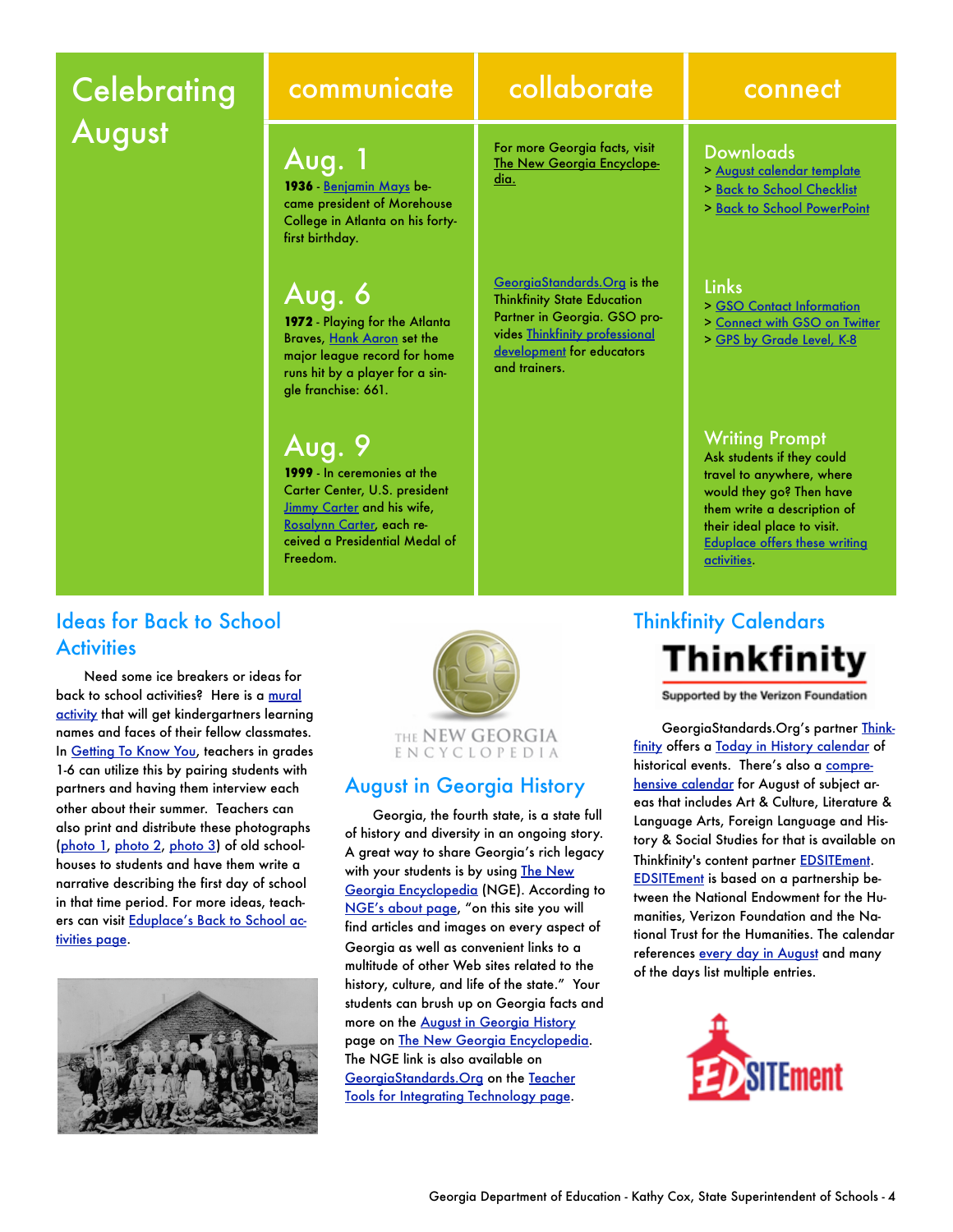# Celebrating August

## communicate

### Aug. 1

**1936** - Benjamin Mays became president of Morehouse College in Atlanta on his forty-first birthday.

### Aug. 6

**1972** - Playing for the Atlanta Braves, Hank Aaron set the major league record for home runs hit by a player for a single franchise: 661.

### Aug. 9

**1999** - In ceremonies at the Carter Center, U.S. president Jimmy Carter and his wife, Rosalynn Carter, each received a Presidential Medal of Freedom.

## collaborate

For more Georgia facts, visit The New Georgia Encyclopedia.

GeorgiaStandards.Org is the Thinkfinity State Education Partner in Georgia. GSO provides Thinkfinity professional development for educators and trainers.

## connect

### Downloads

> August calendar template

> Back to School Checklist

> Back to School PowerPoint

### Links

> GSO Contact Information

> Connect with GSO on Twitter

> GPS by Grade Level, K-8

### Writing Prompt

Ask students if they could travel to anywhere, where would they go? Then have them write a description of their ideal place to visit. Eduplace offers these writing activities.

## Ideas for Back to School Activities

Need some ice breakers or ideas for back to school activities? Here is a mural activity that will get kindergartners learning names and faces of their fellow classmates. In Getting To Know You, teachers in grades 1-6 can utilize this by pairing students with partners and having them interview each other about their summer. Teachers can also print and distribute these photographs (photo 1, photo 2, photo 3) of old schoolhouses to students and have them write a narrative describing the first day of school in that time period. For more ideas, teachers can visit Eduplace's Back to School activities page.

## August in Georgia History

Georgia, the fourth state, is a state full of history and diversity in an ongoing story. A great way to share Georgia's rich legacy with your students is by using The New Georgia Encyclopedia (NGE). According to NGE's about page, "on this site you will find articles and images on every aspect of Georgia as well as convenient links to a multitude of other Web sites related to the history, culture, and life of the state." Your students can brush up on Georgia facts and more on the August in Georgia History page on The New Georgia Encyclopedia. The NGE link is also available on GeorgiaStandards.Org on the Teacher Tools for Integrating Technology page.

## Thinkfinity Calendars

GeorgiaStandards.Org's partner Thinkfinity offers a Today in History calendar of historical events. There's also a comprehensive calendar for August of subject areas that includes Art & Culture, Literature & Language Arts, Foreign Language and History & Social Studies for that is available on Thinkfinity's content partner EDSITEment. EDSITEment is based on a partnership between the National Endowment for the Humanities, Verizon Foundation and the National Trust for the Humanities. The calendar references every day in August and many of the days list multiple entries.

Georgia Department of Education - Kathy Cox, State Superintendent of Schools